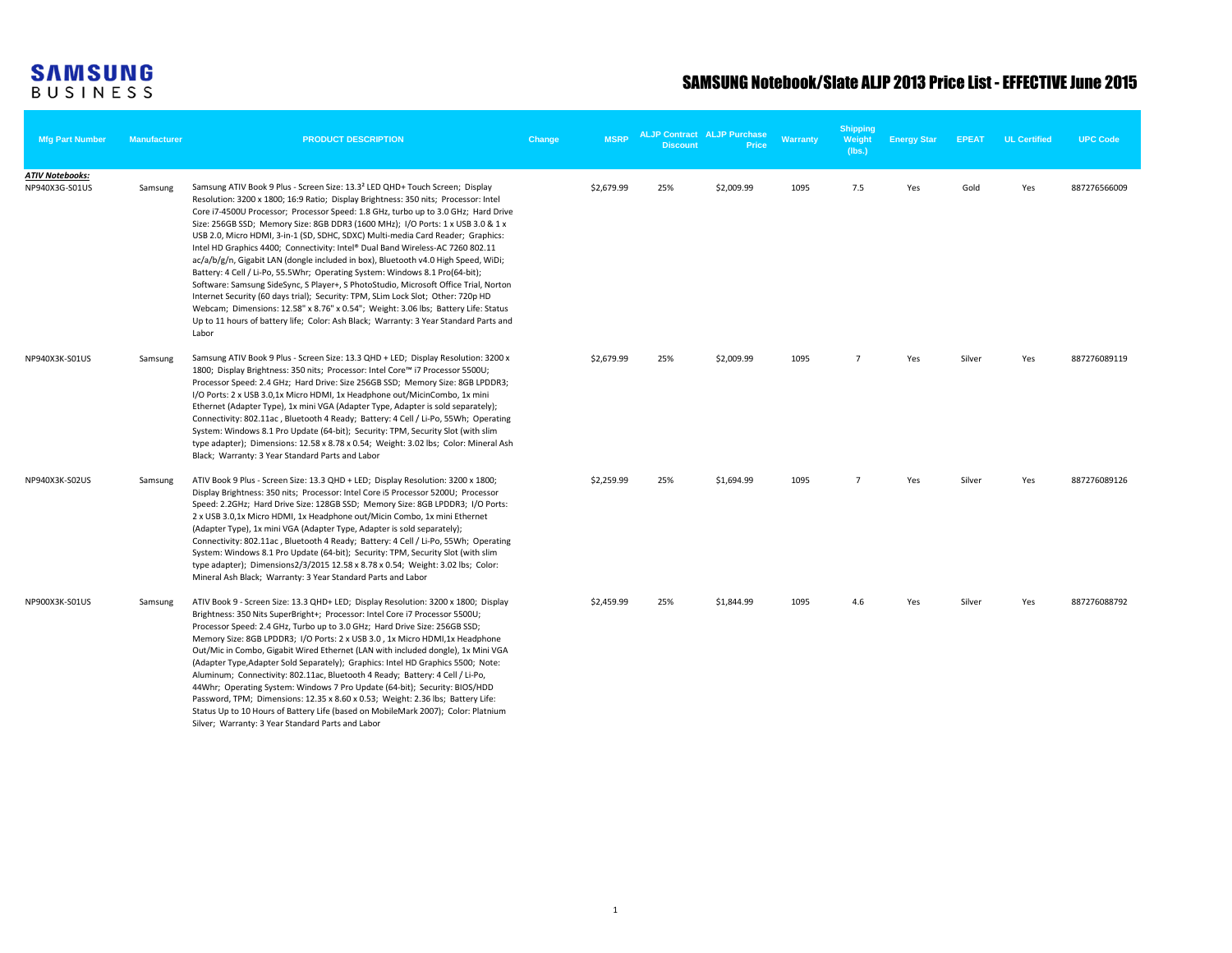SAMSUNG BUSINESS

# SAMSUNG Notebook/Slate ALJP 2013 Price List - EFFECTIVE June 2015

| Mfg Part Number | Manufacturer | PRODUCT DESCRIPTION | Change | MSRP | ALJP Contract Discount | ALJP Purchase Price | Warranty | Shipping Weight (lbs.) | Energy Star | EPEAT | UL Certified | UPC Code |
|---|---|---|---|---|---|---|---|---|---|---|---|---|
| ***ATIV Notebooks:*** | | | | | | | | | | | | |
| NP940X3G-S01US | Samsung | Samsung ATIV Book 9 Plus - Screen Size: 13.3² LED QHD+ Touch Screen; Display Resolution: 3200 x 1800; 16:9 Ratio; Display Brightness: 350 nits; Processor: Intel Core i7-4500U Processor; Processor Speed: 1.8 GHz, turbo up to 3.0 GHz; Hard Drive Size: 256GB SSD; Memory Size: 8GB DDR3 (1600 MHz); I/O Ports: 1 x USB 3.0 & 1 x USB 2.0, Micro HDMI, 3-in-1 (SD, SDHC, SDXC) Multi-media Card Reader; Graphics: Intel HD Graphics 4400; Connectivity: Intel® Dual Band Wireless-AC 7260 802.11 ac/a/b/g/n, Gigabit LAN (dongle included in box), Bluetooth v4.0 High Speed, WiDi; Battery: 4 Cell / Li-Po, 55.5Whr; Operating System: Windows 8.1 Pro(64-bit); Software: Samsung SideSync, S Player+, S PhotoStudio, Microsoft Office Trial, Norton Internet Security (60 days trial); Security: TPM, SLim Lock Slot; Other: 720p HD Webcam; Dimensions: 12.58" x 8.76" x 0.54"; Weight: 3.06 lbs; Battery Life: Status Up to 11 hours of battery life; Color: Ash Black; Warranty: 3 Year Standard Parts and Labor | | $2,679.99 | 25% | $2,009.99 | 1095 | 7.5 | Yes | Gold | Yes | 887276566009 |
| NP940X3K-S01US | Samsung | Samsung ATIV Book 9 Plus - Screen Size: 13.3 QHD + LED; Display Resolution: 3200 x 1800; Display Brightness: 350 nits; Processor: Intel Core™ i7 Processor 5500U; Processor Speed: 2.4 GHz; Hard Drive: Size 256GB SSD; Memory Size: 8GB LPDDR3; I/O Ports: 2 x USB 3.0,1x Micro HDMI, 1x Headphone out/MicinCombo, 1x mini Ethernet (Adapter Type), 1x mini VGA (Adapter Type, Adapter is sold separately); Connectivity: 802.11ac , Bluetooth 4 Ready; Battery: 4 Cell / Li-Po, 55Wh; Operating System: Windows 8.1 Pro Update (64-bit); Security: TPM, Security Slot (with slim type adapter); Dimensions: 12.58 x 8.78 x 0.54; Weight: 3.02 lbs; Color: Mineral Ash Black; Warranty: 3 Year Standard Parts and Labor | | $2,679.99 | 25% | $2,009.99 | 1095 | 7 | Yes | Silver | Yes | 887276089119 |
| NP940X3K-S02US | Samsung | ATIV Book 9 Plus - Screen Size: 13.3 QHD + LED; Display Resolution: 3200 x 1800; Display Brightness: 350 nits; Processor: Intel Core i5 Processor 5200U; Processor Speed: 2.2GHz; Hard Drive Size: 128GB SSD; Memory Size: 8GB LPDDR3; I/O Ports: 2 x USB 3.0,1x Micro HDMI, 1x Headphone out/Micin Combo, 1x mini Ethernet (Adapter Type), 1x mini VGA (Adapter Type, Adapter is sold separately); Connectivity: 802.11ac , Bluetooth 4 Ready; Battery: 4 Cell / Li-Po, 55Wh; Operating System: Windows 8.1 Pro Update (64-bit); Security: TPM, Security Slot (with slim type adapter); Dimensions2/3/2015 12.58 x 8.78 x 0.54; Weight: 3.02 lbs; Color: Mineral Ash Black; Warranty: 3 Year Standard Parts and Labor | | $2,259.99 | 25% | $1,694.99 | 1095 | 7 | Yes | Silver | Yes | 887276089126 |
| NP900X3K-S01US | Samsung | ATIV Book 9 - Screen Size: 13.3 QHD+ LED; Display Resolution: 3200 x 1800; Display Brightness: 350 Nits SuperBright+; Processor: Intel Core i7 Processor 5500U; Processor Speed: 2.4 GHz, Turbo up to 3.0 GHz; Hard Drive Size: 256GB SSD; Memory Size: 8GB LPDDR3; I/O Ports: 2 x USB 3.0 , 1x Micro HDMI,1x Headphone Out/Mic in Combo, Gigabit Wired Ethernet (LAN with included dongle), 1x Mini VGA (Adapter Type,Adapter Sold Separately); Graphics: Intel HD Graphics 5500; Note: Aluminum; Connectivity: 802.11ac, Bluetooth 4 Ready; Battery: 4 Cell / Li-Po, 44Whr; Operating System: Windows 7 Pro Update (64-bit); Security: BIOS/HDD Password, TPM; Dimensions: 12.35 x 8.60 x 0.53; Weight: 2.36 lbs; Battery Life: Status Up to 10 Hours of Battery Life (based on MobileMark 2007); Color: Platnium Silver; Warranty: 3 Year Standard Parts and Labor | | $2,459.99 | 25% | $1,844.99 | 1095 | 4.6 | Yes | Silver | Yes | 887276088792 |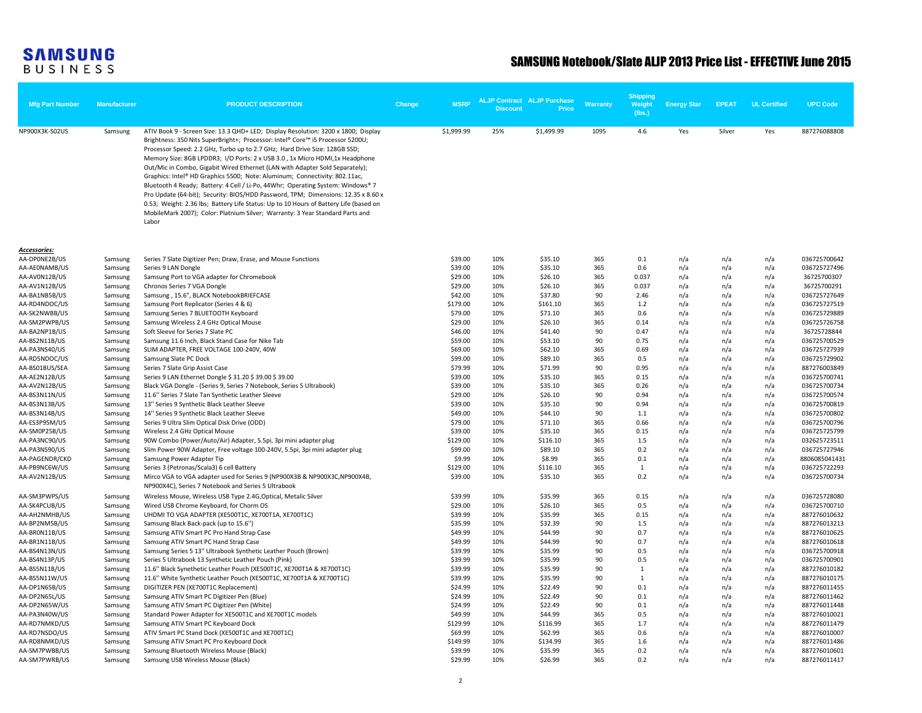# SAMSUNG Notebook/Slate ALJP 2013 Price List - EFFECTIVE June 2015

| Mfg Part Number | Manufacturer | PRODUCT DESCRIPTION | Change | MSRP | ALJP Contract Discount | ALJP Purchase Price | Warranty | Shipping Weight (lbs.) | Energy Star | EPEAT | UL Certified | UPC Code |
|---|---|---|---|---|---|---|---|---|---|---|---|---|
| NP900X3K-S02US | Samsung | ATIV Book 9 - Screen Size: 13.3 QHD+ LED; Display Resolution: 3200 x 1800; Display Brightness: 350 Nits SuperBright+; Processor: Intel® Core™ i5 Processor 5200U; Processor Speed: 2.2 GHz, Turbo up to 2.7 GHz; Hard Drive Size: 128GB SSD; Memory Size: 8GB LPDDR3; I/O Ports: 2 x USB 3.0 , 1x Micro HDMI,1x Headphone Out/Mic in Combo, Gigabit Wired Ethernet (LAN with Adapter Sold Separately); Graphics: Intel® HD Graphics 5500; Note: Aluminum; Connectivity: 802.11ac, Bluetooth 4 Ready; Battery: 4 Cell / Li-Po, 44Whr; Operating System: Windows® 7 Pro Update (64-bit); Security: BIOS/HDD Password, TPM; Dimensions: 12.35 x 8.60 x 0.53; Weight: 2.36 lbs; Battery Life Status: Up to 10 Hours of Battery Life (based on MobileMark 2007); Color: Platnium Silver; Warranty: 3 Year Standard Parts and Labor | | $1,999.99 | 25% | $1,499.99 | 1095 | 4.6 | Yes | Silver | Yes | 887276088808 |
| ***Accessories:*** | | | | | | | | | | | | |
| AA-DP0NE2B/US | Samsung | Series 7 Slate Digitizer Pen; Draw, Erase, and Mouse Functions | | $39.00 | 10% | $35.10 | 365 | 0.1 | n/a | n/a | n/a | 036725700642 |
| AA-AE0NAMB/US | Samsung | Series 9 LAN Dongle | | $39.00 | 10% | $35.10 | 365 | 0.6 | n/a | n/a | n/a | 036725727496 |
| AA-AV0N12B/US | Samsung | Samsung Port to VGA adapter for Chromebook | | $29.00 | 10% | $26.10 | 365 | 0.037 | n/a | n/a | n/a | 36725700307 |
| AA-AV1N12B/US | Samsung | Chronos Series 7 VGA Dongle | | $29.00 | 10% | $26.10 | 365 | 0.037 | n/a | n/a | n/a | 36725700291 |
| AA-BA1NB5B/US | Samsung | Samsung , 15.6", BLACK NotebookBRIEFCASE | | $42.00 | 10% | $37.80 | 90 | 2.46 | n/a | n/a | n/a | 036725727649 |
| AA-RD4NDOC/US | Samsung | Samsung Port Replicator (Series 4 & 6) | | $179.00 | 10% | $161.10 | 365 | 1.2 | n/a | n/a | n/a | 036725727519 |
| AA-SK2NWBB/US | Samsung | Samsung Series 7 BLUETOOTH Keyboard | | $79.00 | 10% | $71.10 | 365 | 0.6 | n/a | n/a | n/a | 036725729889 |
| AA-SM2PWPB/US | Samsung | Samsung Wireless 2.4 GHz Optical Mouse | | $29.00 | 10% | $26.10 | 365 | 0.14 | n/a | n/a | n/a | 036725726758 |
| AA-BA2NP1B/US | Samsung | Soft Sleeve for Series 7 Slate PC | | $46.00 | 10% | $41.40 | 90 | 0.47 | n/a | n/a | n/a | 36725728844 |
| AA-BS2N11B/US | Samsung | Samsung 11.6 Inch, Black Stand Case for Nike Tab | | $59.00 | 10% | $53.10 | 90 | 0.75 | n/a | n/a | n/a | 036725700529 |
| AA-PA3NS40/US | Samsung | SLIM ADAPTER, FREE VOLTAGE 100-240V, 40W | | $69.00 | 10% | $62.10 | 365 | 0.69 | n/a | n/a | n/a | 036725727939 |
| AA-RD5NDOC/US | Samsung | Samsung Slate PC Dock | | $99.00 | 10% | $89.10 | 365 | 0.5 | n/a | n/a | n/a | 036725729902 |
| AA-BS01BUS/SEA | Samsung | Series 7 Slate Grip Assist Case | | $79.99 | 10% | $71.99 | 90 | 0.95 | n/a | n/a | n/a | 887276003849 |
| AA-AE2N12B/US | Samsung | Series 9 LAN Ethernet Dongle $ 31.20 $ 39.00 $ 39.00 | | $39.00 | 10% | $35.10 | 365 | 0.15 | n/a | n/a | n/a | 036725700741 |
| AA-AV2N12B/US | Samsung | Black VGA Dongle - (Series 9, Series 7 Notebook, Series 5 Ultrabook) | | $39.00 | 10% | $35.10 | 365 | 0.26 | n/a | n/a | n/a | 036725700734 |
| AA-BS3N11N/US | Samsung | 11.6'' Series 7 Slate Tan Synthetic Leather Sleeve | | $29.00 | 10% | $26.10 | 90 | 0.94 | n/a | n/a | n/a | 036725700574 |
| AA-BS3N13B/US | Samsung | 13'' Series 9 Synthetic Black Leather Sleeve | | $39.00 | 10% | $35.10 | 90 | 0.94 | n/a | n/a | n/a | 036725700819 |
| AA-BS3N14B/US | Samsung | 14'' Series 9 Synthetic Black Leather Sleeve | | $49.00 | 10% | $44.10 | 90 | 1.1 | n/a | n/a | n/a | 036725700802 |
| AA-ES3P95M/US | Samsung | Series 9 Ultra Slim Optical Disk Drive (ODD) | | $79.00 | 10% | $71.10 | 365 | 0.66 | n/a | n/a | n/a | 036725700796 |
| AA-SM0P25B/US | Samsung | Wireless 2.4 GHz Optical Mouse | | $39.00 | 10% | $35.10 | 365 | 0.15 | n/a | n/a | n/a | 036725725799 |
| AA-PA3NC90/US | Samsung | 90W Combo (Power/Auto/Air) Adapter, 5.5pi, 3pi mini adapter plug | | $129.00 | 10% | $116.10 | 365 | 1.5 | n/a | n/a | n/a | 032625723511 |
| AA-PA3NS90/US | Samsung | Slim Power 90W Adapter, Free voltage 100-240V, 5.5pi, 3pi mini adapter plug | | $99.00 | 10% | $89.10 | 365 | 0.2 | n/a | n/a | n/a | 036725727946 |
| AA-PAGENDR/CKD | Samsung | Samsung Power Adapter Tip | | $9.99 | 10% | $8.99 | 365 | 0.1 | n/a | n/a | n/a | 8806085041431 |
| AA-PB9NC6W/US | Samsung | Series 3 (Petronas/Scala3) 6 cell Battery | | $129.00 | 10% | $116.10 | 365 | 1 | n/a | n/a | n/a | 036725722293 |
| AA-AV2N12B/US | Samsung | Mirco VGA to VGA adapter used for Series 9 (NP900X3B & NP900X3C,NP900X4B, NP900X4C), Series 7 Notebook and Series 5 Ultrabook | | $39.00 | 10% | $35.10 | 365 | 0.2 | n/a | n/a | n/a | 036725700734 |
| AA-SM3PWPS/US | Samsung | Wireless Mouse, Wireless USB Type 2.4G,Optical, Metalic Silver | | $39.99 | 10% | $35.99 | 365 | 0.15 | n/a | n/a | n/a | 036725728080 |
| AA-SK4PCUB/US | Samsung | Wired USB Chrome Keyboard, for Chorm OS | | $29.00 | 10% | $26.10 | 365 | 0.5 | n/a | n/a | n/a | 036725700710 |
| AA-AH2NMHB/US | Samsung | UHDMI TO VGA ADAPTER (XE500T1C, XE700T1A, XE700T1C) | | $39.99 | 10% | $35.99 | 365 | 0.15 | n/a | n/a | n/a | 887276010632 |
| AA-BP2NM5B/US | Samsung | Samsung Black Back-pack (up to 15.6'') | | $35.99 | 10% | $32.39 | 90 | 1.5 | n/a | n/a | n/a | 887276013213 |
| AA-BR0N11B/US | Samsung | Samsung ATIV Smart PC Pro Hand Strap Case | | $49.99 | 10% | $44.99 | 90 | 0.7 | n/a | n/a | n/a | 887276010625 |
| AA-BR1N11B/US | Samsung | Samsung ATIV Smart PC Hand Strap Case | | $49.99 | 10% | $44.99 | 90 | 0.7 | n/a | n/a | n/a | 887276010618 |
| AA-BS4N13N/US | Samsung | Samsung Series 5 13'' Ultrabook Synthetic Leather Pouch (Brown) | | $39.99 | 10% | $35.99 | 90 | 0.5 | n/a | n/a | n/a | 036725700918 |
| AA-BS4N13P/US | Samsung | Series 5 Ultrabook 13 Synthetic Leather Pouch (Pink) | | $39.99 | 10% | $35.99 | 90 | 0.5 | n/a | n/a | n/a | 036725700901 |
| AA-BS5N11B/US | Samsung | 11.6'' Black Synethetic Leather Pouch (XE500T1C, XE700T1A & XE700T1C) | | $39.99 | 10% | $35.99 | 90 | 1 | n/a | n/a | n/a | 887276010182 |
| AA-BS5N11W/US | Samsung | 11.6'' White Synthetic Leather Pouch (XE500T1C, XE700T1A & XE700T1C) | | $39.99 | 10% | $35.99 | 90 | 1 | n/a | n/a | n/a | 887276010175 |
| AA-DP1N65B/US | Samsung | DIGITIZER PEN (XE700T1C Replacement) | | $24.99 | 10% | $22.49 | 90 | 0.1 | n/a | n/a | n/a | 887276011455 |
| AA-DP2N65L/US | Samsung | Samsung ATIV Smart PC Digitizer Pen (Blue) | | $24.99 | 10% | $22.49 | 90 | 0.1 | n/a | n/a | n/a | 887276011462 |
| AA-DP2N65W/US | Samsung | Samsung ATIV Smart PC Digitizer Pen (White) | | $24.99 | 10% | $22.49 | 90 | 0.1 | n/a | n/a | n/a | 887276011448 |
| AA-PA3N40W/US | Samsung | Standard Power Adapter for XE500T1C and XE700T1C models | | $49.99 | 10% | $44.99 | 365 | 0.5 | n/a | n/a | n/a | 887276010021 |
| AA-RD7NMKD/US | Samsung | Samsung ATIV Smart PC Keyboard Dock | | $129.99 | 10% | $116.99 | 365 | 1.7 | n/a | n/a | n/a | 887276011479 |
| AA-RD7NSDO/US | Samsung | ATIV Smart PC Stand Dock (XE500T1C and XE700T1C) | | $69.99 | 10% | $62.99 | 365 | 0.6 | n/a | n/a | n/a | 887276010007 |
| AA-RD8NMKD/US | Samsung | Samsung ATIV Smart PC Pro Keyboard Dock | | $149.99 | 10% | $134.99 | 365 | 1.6 | n/a | n/a | n/a | 887276011486 |
| AA-SM7PWBB/US | Samsung | Samsung Bluetooth Wireless Mouse (Black) | | $39.99 | 10% | $35.99 | 365 | 0.2 | n/a | n/a | n/a | 887276010601 |
| AA-SM7PWRB/US | Samsung | Samsung USB Wireless Mouse (Black) | | $29.99 | 10% | $26.99 | 365 | 0.2 | n/a | n/a | n/a | 887276011417 |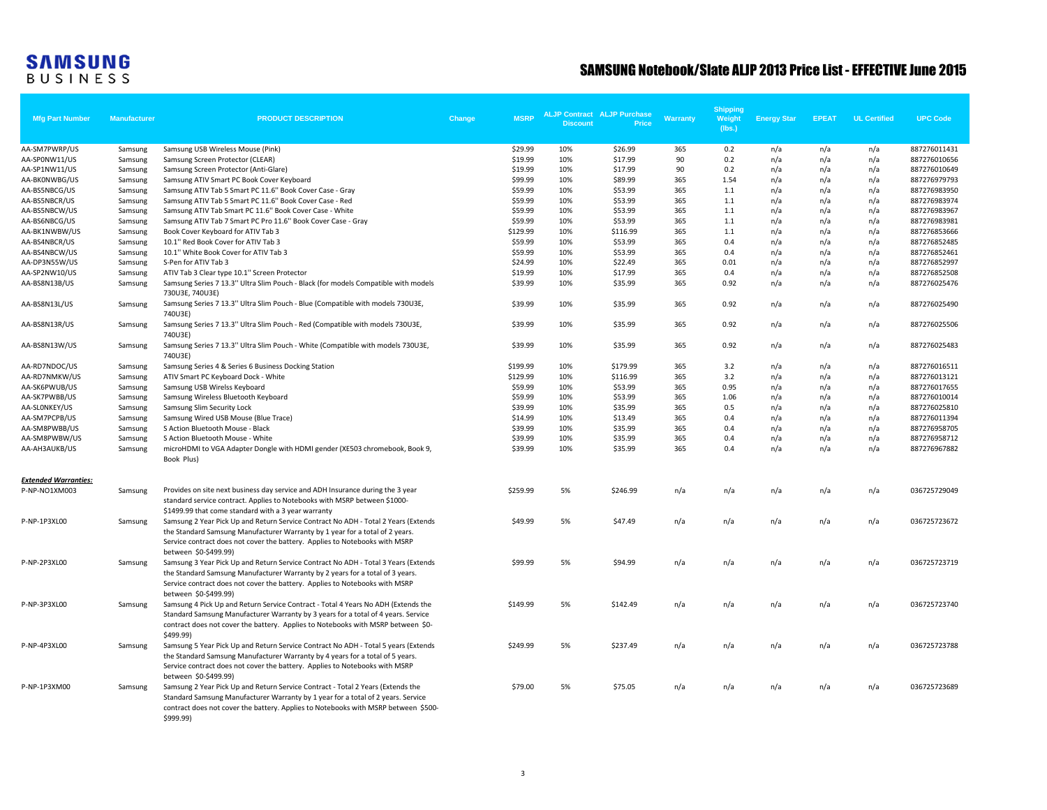# SAMSUNG Notebook/Slate ALJP 2013 Price List - EFFECTIVE June 2015

| Mfg Part Number | Manufacturer | PRODUCT DESCRIPTION | Change | MSRP | ALJP Contract Discount | ALJP Purchase Price | Warranty | Shipping Weight (lbs.) | Energy Star | EPEAT | UL Certified | UPC Code |
|---|---|---|---|---|---|---|---|---|---|---|---|---|
| AA-SM7PWRP/US | Samsung | Samsung USB Wireless Mouse (Pink) | | $29.99 | 10% | $26.99 | 365 | 0.2 | n/a | n/a | n/a | 887276011431 |
| AA-SP0NW11/US | Samsung | Samsung Screen Protector (CLEAR) | | $19.99 | 10% | $17.99 | 90 | 0.2 | n/a | n/a | n/a | 887276010656 |
| AA-SP1NW11/US | Samsung | Samsung Screen Protector (Anti-Glare) | | $19.99 | 10% | $17.99 | 90 | 0.2 | n/a | n/a | n/a | 887276010649 |
| AA-BK0NWBG/US | Samsung | Samsung ATIV Smart PC Book Cover Keyboard | | $99.99 | 10% | $89.99 | 365 | 1.54 | n/a | n/a | n/a | 887276979793 |
| AA-BS5NBCG/US | Samsung | Samsung ATIV Tab 5 Smart PC 11.6" Book Cover Case - Gray | | $59.99 | 10% | $53.99 | 365 | 1.1 | n/a | n/a | n/a | 887276983950 |
| AA-BS5NBCR/US | Samsung | Samsung ATIV Tab 5 Smart PC 11.6" Book Cover Case - Red | | $59.99 | 10% | $53.99 | 365 | 1.1 | n/a | n/a | n/a | 887276983974 |
| AA-BS5NBCW/US | Samsung | Samsung ATIV Tab Smart PC 11.6" Book Cover Case - White | | $59.99 | 10% | $53.99 | 365 | 1.1 | n/a | n/a | n/a | 887276983967 |
| AA-BS6NBCG/US | Samsung | Samsung ATIV Tab 7 Smart PC Pro 11.6" Book Cover Case - Gray | | $59.99 | 10% | $53.99 | 365 | 1.1 | n/a | n/a | n/a | 887276983981 |
| AA-BK1NWBW/US | Samsung | Book Cover Keyboard for ATIV Tab 3 | | $129.99 | 10% | $116.99 | 365 | 1.1 | n/a | n/a | n/a | 887276853666 |
| AA-BS4NBCR/US | Samsung | 10.1" Red Book Cover for ATIV Tab 3 | | $59.99 | 10% | $53.99 | 365 | 0.4 | n/a | n/a | n/a | 887276852485 |
| AA-BS4NBCW/US | Samsung | 10.1" White Book Cover for ATIV Tab 3 | | $59.99 | 10% | $53.99 | 365 | 0.4 | n/a | n/a | n/a | 887276852461 |
| AA-DP3N55W/US | Samsung | S-Pen for ATIV Tab 3 | | $24.99 | 10% | $22.49 | 365 | 0.01 | n/a | n/a | n/a | 887276852997 |
| AA-SP2NW10/US | Samsung | ATIV Tab 3 Clear type 10.1" Screen Protector | | $19.99 | 10% | $17.99 | 365 | 0.4 | n/a | n/a | n/a | 887276852508 |
| AA-BS8N13B/US | Samsung | Samsung Series 7 13.3" Ultra Slim Pouch - Black (for models Compatible with models 730U3E, 740U3E) | | $39.99 | 10% | $35.99 | 365 | 0.92 | n/a | n/a | n/a | 887276025476 |
| AA-BS8N13L/US | Samsung | Samsung Series 7 13.3" Ultra Slim Pouch - Blue (Compatible with models 730U3E, 740U3E) | | $39.99 | 10% | $35.99 | 365 | 0.92 | n/a | n/a | n/a | 887276025490 |
| AA-BS8N13R/US | Samsung | Samsung Series 7 13.3" Ultra Slim Pouch - Red (Compatible with models 730U3E, 740U3E) | | $39.99 | 10% | $35.99 | 365 | 0.92 | n/a | n/a | n/a | 887276025506 |
| AA-BS8N13W/US | Samsung | Samsung Series 7 13.3" Ultra Slim Pouch - White (Compatible with models 730U3E, 740U3E) | | $39.99 | 10% | $35.99 | 365 | 0.92 | n/a | n/a | n/a | 887276025483 |
| AA-RD7NDOC/US | Samsung | Samsung Series 4 & Series 6 Business Docking Station | | $199.99 | 10% | $179.99 | 365 | 3.2 | n/a | n/a | n/a | 887276016511 |
| AA-RD7NMKW/US | Samsung | ATIV Smart PC Keyboard Dock - White | | $129.99 | 10% | $116.99 | 365 | 3.2 | n/a | n/a | n/a | 887276013121 |
| AA-SK6PWUB/US | Samsung | Samsung USB Wirelss Keyboard | | $59.99 | 10% | $53.99 | 365 | 0.95 | n/a | n/a | n/a | 887276017655 |
| AA-SK7PWBB/US | Samsung | Samsung Wireless Bluetooth Keyboard | | $59.99 | 10% | $53.99 | 365 | 1.06 | n/a | n/a | n/a | 887276010014 |
| AA-SL0NKEY/US | Samsung | Samsung Slim Security Lock | | $39.99 | 10% | $35.99 | 365 | 0.5 | n/a | n/a | n/a | 887276025810 |
| AA-SM7PCPB/US | Samsung | Samsung Wired USB Mouse (Blue Trace) | | $14.99 | 10% | $13.49 | 365 | 0.4 | n/a | n/a | n/a | 887276011394 |
| AA-SM8PWBB/US | Samsung | S Action Bluetooth Mouse - Black | | $39.99 | 10% | $35.99 | 365 | 0.4 | n/a | n/a | n/a | 887276958705 |
| AA-SM8PWBW/US | Samsung | S Action Bluetooth Mouse - White | | $39.99 | 10% | $35.99 | 365 | 0.4 | n/a | n/a | n/a | 887276958712 |
| AA-AH3AUKB/US | Samsung | microHDMI to VGA Adapter Dongle with HDMI gender (XE503 chromebook, Book 9, Book Plus) | | $39.99 | 10% | $35.99 | 365 | 0.4 | n/a | n/a | n/a | 887276967882 |
| ***Extended Warranties:*** | | | | | | | | | | | | |
| P-NP-NO1XM003 | Samsung | Provides on site next business day service and ADH Insurance during the 3 year standard service contract. Applies to Notebooks with MSRP between $1000-$1499.99 that come standard with a 3 year warranty | | $259.99 | 5% | $246.99 | n/a | n/a | n/a | n/a | n/a | 036725729049 |
| P-NP-1P3XL00 | Samsung | Samsung 2 Year Pick Up and Return Service Contract No ADH - Total 2 Years (Extends the Standard Samsung Manufacturer Warranty by 1 year for a total of 2 years. Service contract does not cover the battery. Applies to Notebooks with MSRP between $0-$499.99) | | $49.99 | 5% | $47.49 | n/a | n/a | n/a | n/a | n/a | 036725723672 |
| P-NP-2P3XL00 | Samsung | Samsung 3 Year Pick Up and Return Service Contract No ADH - Total 3 Years (Extends the Standard Samsung Manufacturer Warranty by 2 years for a total of 3 years. Service contract does not cover the battery. Applies to Notebooks with MSRP between $0-$499.99) | | $99.99 | 5% | $94.99 | n/a | n/a | n/a | n/a | n/a | 036725723719 |
| P-NP-3P3XL00 | Samsung | Samsung 4 Pick Up and Return Service Contract - Total 4 Years No ADH (Extends the Standard Samsung Manufacturer Warranty by 3 years for a total of 4 years. Service contract does not cover the battery. Applies to Notebooks with MSRP between $0-$499.99) | | $149.99 | 5% | $142.49 | n/a | n/a | n/a | n/a | n/a | 036725723740 |
| P-NP-4P3XL00 | Samsung | Samsung 5 Year Pick Up and Return Service Contract No ADH - Total 5 years (Extends the Standard Samsung Manufacturer Warranty by 4 years for a total of 5 years. Service contract does not cover the battery. Applies to Notebooks with MSRP between $0-$499.99) | | $249.99 | 5% | $237.49 | n/a | n/a | n/a | n/a | n/a | 036725723788 |
| P-NP-1P3XM00 | Samsung | Samsung 2 Year Pick Up and Return Service Contract - Total 2 Years (Extends the Standard Samsung Manufacturer Warranty by 1 year for a total of 2 years. Service contract does not cover the battery. Applies to Notebooks with MSRP between $500-$999.99) | | $79.00 | 5% | $75.05 | n/a | n/a | n/a | n/a | n/a | 036725723689 |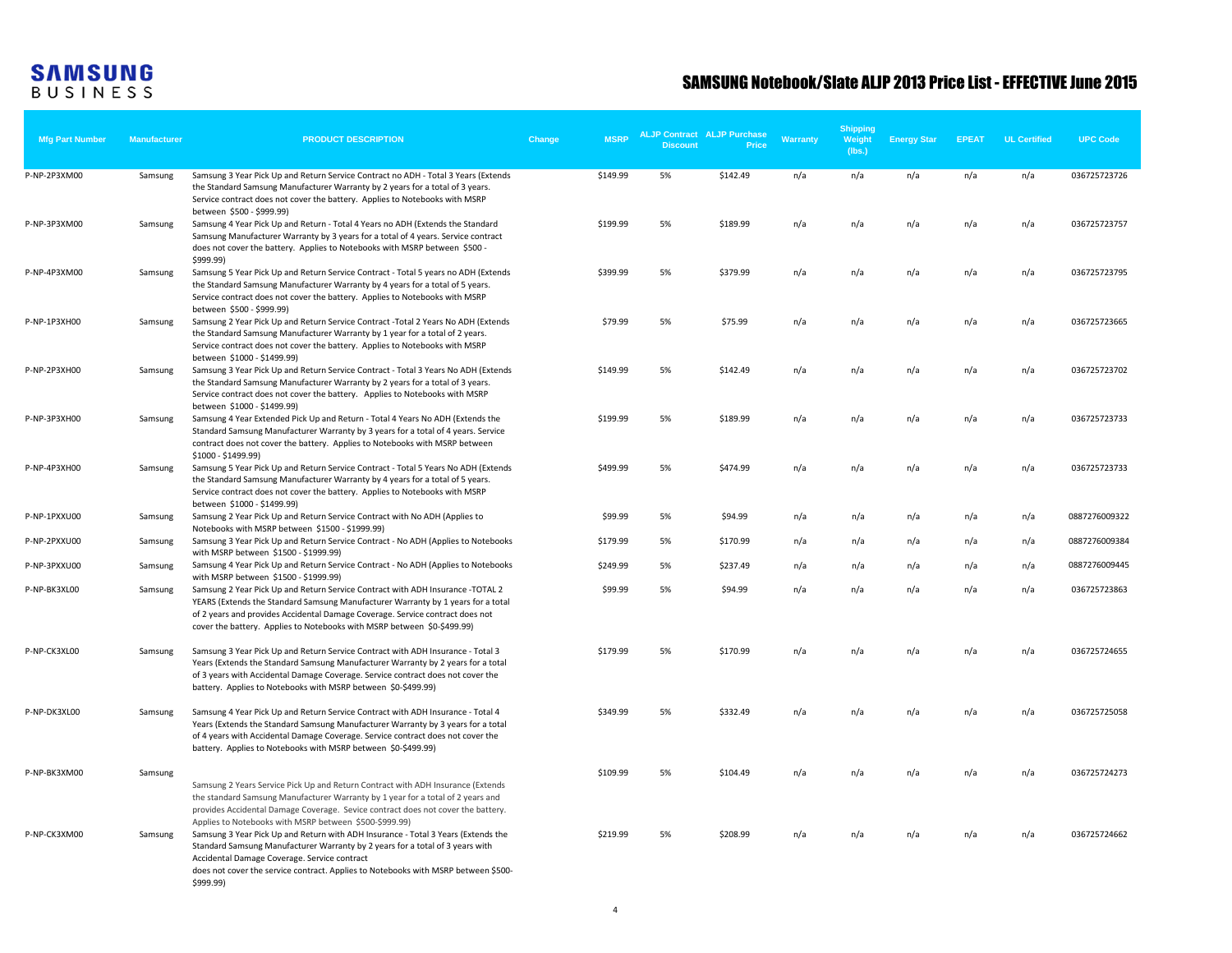SAMSUNG BUSINESS

# SAMSUNG Notebook/Slate ALJP 2013 Price List - EFFECTIVE June 2015

| Mfg Part Number | Manufacturer | PRODUCT DESCRIPTION | Change | MSRP | ALJP Contract Discount | ALJP Purchase Price | Warranty | Shipping Weight (lbs.) | Energy Star | EPEAT | UL Certified | UPC Code |
|---|---|---|---|---|---|---|---|---|---|---|---|---|
| P-NP-2P3XM00 | Samsung | Samsung 3 Year Pick Up and Return Service Contract no ADH - Total 3 Years (Extends the Standard Samsung Manufacturer Warranty by 2 years for a total of 3 years. Service contract does not cover the battery. Applies to Notebooks with MSRP between $500 - $999.99) | | $149.99 | 5% | $142.49 | n/a | n/a | n/a | n/a | n/a | 036725723726 |
| P-NP-3P3XM00 | Samsung | Samsung 4 Year Pick Up and Return - Total 4 Years no ADH (Extends the Standard Samsung Manufacturer Warranty by 3 years for a total of 4 years. Service contract does not cover the battery. Applies to Notebooks with MSRP between $500 - $999.99) | | $199.99 | 5% | $189.99 | n/a | n/a | n/a | n/a | n/a | 036725723757 |
| P-NP-4P3XM00 | Samsung | Samsung 5 Year Pick Up and Return Service Contract - Total 5 years no ADH (Extends the Standard Samsung Manufacturer Warranty by 4 years for a total of 5 years. Service contract does not cover the battery. Applies to Notebooks with MSRP between $500 - $999.99) | | $399.99 | 5% | $379.99 | n/a | n/a | n/a | n/a | n/a | 036725723795 |
| P-NP-1P3XH00 | Samsung | Samsung 2 Year Pick Up and Return Service Contract -Total 2 Years No ADH (Extends the Standard Samsung Manufacturer Warranty by 1 year for a total of 2 years. Service contract does not cover the battery. Applies to Notebooks with MSRP between $1000 - $1499.99) | | $79.99 | 5% | $75.99 | n/a | n/a | n/a | n/a | n/a | 036725723665 |
| P-NP-2P3XH00 | Samsung | Samsung 3 Year Pick Up and Return Service Contract - Total 3 Years No ADH (Extends the Standard Samsung Manufacturer Warranty by 2 years for a total of 3 years. Service contract does not cover the battery. Applies to Notebooks with MSRP between $1000 - $1499.99) | | $149.99 | 5% | $142.49 | n/a | n/a | n/a | n/a | n/a | 036725723702 |
| P-NP-3P3XH00 | Samsung | Samsung 4 Year Extended Pick Up and Return - Total 4 Years No ADH (Extends the Standard Samsung Manufacturer Warranty by 3 years for a total of 4 years. Service contract does not cover the battery. Applies to Notebooks with MSRP between $1000 - $1499.99) | | $199.99 | 5% | $189.99 | n/a | n/a | n/a | n/a | n/a | 036725723733 |
| P-NP-4P3XH00 | Samsung | Samsung 5 Year Pick Up and Return Service Contract - Total 5 Years No ADH (Extends the Standard Samsung Manufacturer Warranty by 4 years for a total of 5 years. Service contract does not cover the battery. Applies to Notebooks with MSRP between $1000 - $1499.99) | | $499.99 | 5% | $474.99 | n/a | n/a | n/a | n/a | n/a | 036725723733 |
| P-NP-1PXXU00 | Samsung | Samsung 2 Year Pick Up and Return Service Contract with No ADH (Applies to Notebooks with MSRP between $1500 - $1999.99) | | $99.99 | 5% | $94.99 | n/a | n/a | n/a | n/a | n/a | 0887276009322 |
| P-NP-2PXXU00 | Samsung | Samsung 3 Year Pick Up and Return Service Contract - No ADH (Applies to Notebooks with MSRP between $1500 - $1999.99) | | $179.99 | 5% | $170.99 | n/a | n/a | n/a | n/a | n/a | 0887276009384 |
| P-NP-3PXXU00 | Samsung | Samsung 4 Year Pick Up and Return Service Contract - No ADH (Applies to Notebooks with MSRP between $1500 - $1999.99) | | $249.99 | 5% | $237.49 | n/a | n/a | n/a | n/a | n/a | 0887276009445 |
| P-NP-BK3XL00 | Samsung | Samsung 2 Year Pick Up and Return Service Contract with ADH Insurance -TOTAL 2 YEARS (Extends the Standard Samsung Manufacturer Warranty by 1 years for a total of 2 years and provides Accidental Damage Coverage. Service contract does not cover the battery. Applies to Notebooks with MSRP between $0-$499.99) | | $99.99 | 5% | $94.99 | n/a | n/a | n/a | n/a | n/a | 036725723863 |
| P-NP-CK3XL00 | Samsung | Samsung 3 Year Pick Up and Return Service Contract with ADH Insurance - Total 3 Years (Extends the Standard Samsung Manufacturer Warranty by 2 years for a total of 3 years with Accidental Damage Coverage. Service contract does not cover the battery. Applies to Notebooks with MSRP between $0-$499.99) | | $179.99 | 5% | $170.99 | n/a | n/a | n/a | n/a | n/a | 036725724655 |
| P-NP-DK3XL00 | Samsung | Samsung 4 Year Pick Up and Return Service Contract with ADH Insurance - Total 4 Years (Extends the Standard Samsung Manufacturer Warranty by 3 years for a total of 4 years with Accidental Damage Coverage. Service contract does not cover the battery. Applies to Notebooks with MSRP between $0-$499.99) | | $349.99 | 5% | $332.49 | n/a | n/a | n/a | n/a | n/a | 036725725058 |
| P-NP-BK3XM00 | Samsung | Samsung 2 Years Service Pick Up and Return Contract with ADH Insurance (Extends the standard Samsung Manufacturer Warranty by 1 year for a total of 2 years and provides Accidental Damage Coverage. Sevice contract does not cover the battery. Applies to Notebooks with MSRP between $500-$999.99) | | $109.99 | 5% | $104.49 | n/a | n/a | n/a | n/a | n/a | 036725724273 |
| P-NP-CK3XM00 | Samsung | Samsung 3 Year Pick Up and Return with ADH Insurance - Total 3 Years (Extends the Standard Samsung Manufacturer Warranty by 2 years for a total of 3 years with Accidental Damage Coverage. Service contract does not cover the service contract. Applies to Notebooks with MSRP between $500-$999.99) | | $219.99 | 5% | $208.99 | n/a | n/a | n/a | n/a | n/a | 036725724662 |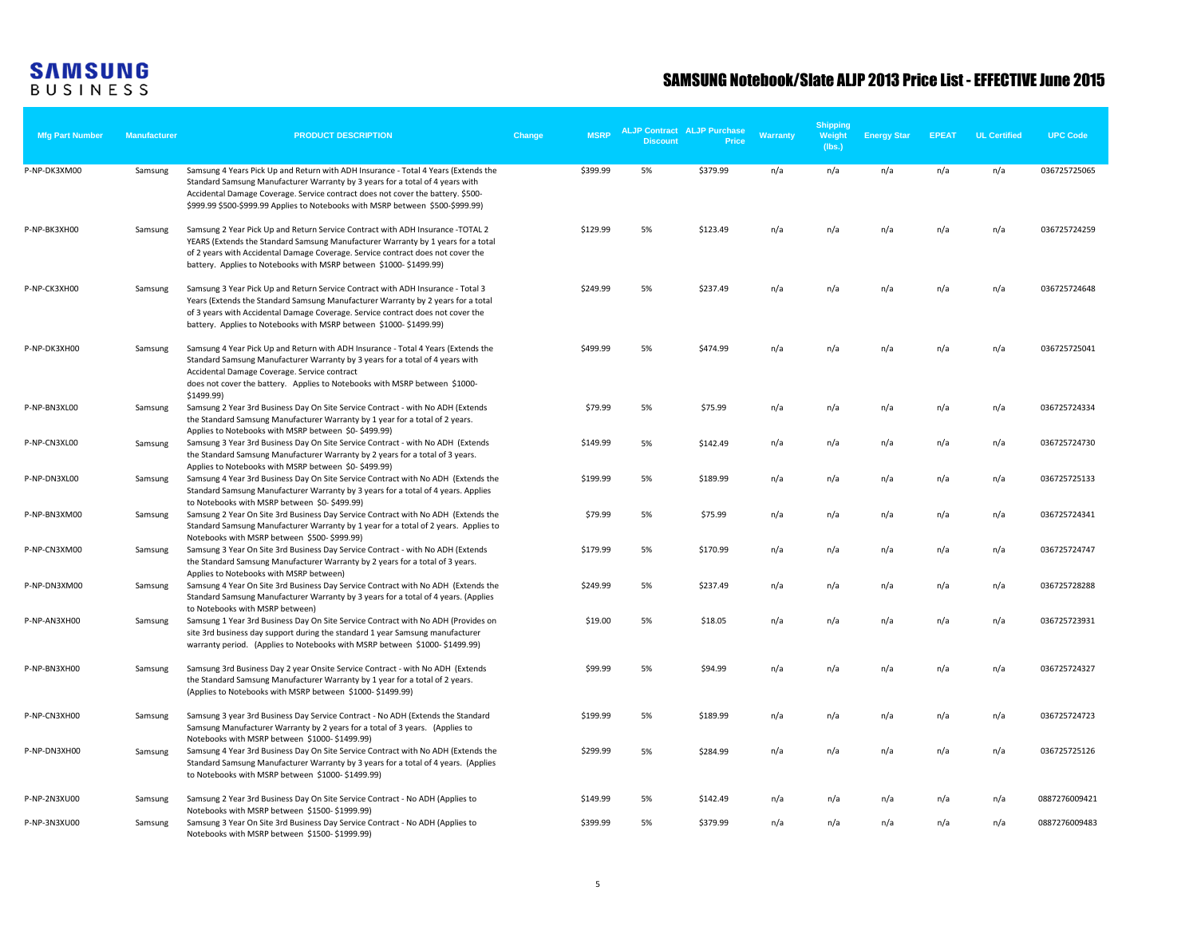# SAMSUNG Notebook/Slate ALJP 2013 Price List - EFFECTIVE June 2015

SAMSUNG BUSINESS

| Mfg Part Number | Manufacturer | PRODUCT DESCRIPTION | Change | MSRP | ALJP Contract Discount | ALJP Purchase Price | Warranty | Shipping Weight (lbs.) | Energy Star | EPEAT | UL Certified | UPC Code |
|---|---|---|---|---|---|---|---|---|---|---|---|---|
| P-NP-DK3XM00 | Samsung | Samsung 4 Years Pick Up and Return with ADH Insurance - Total 4 Years (Extends the Standard Samsung Manufacturer Warranty by 3 years for a total of 4 years with Accidental Damage Coverage. Service contract does not cover the battery. $500-$999.99 $500-$999.99 Applies to Notebooks with MSRP between $500-$999.99) | | $399.99 | 5% | $379.99 | n/a | n/a | n/a | n/a | n/a | 036725725065 |
| P-NP-BK3XH00 | Samsung | Samsung 2 Year Pick Up and Return Service Contract with ADH Insurance -TOTAL 2 YEARS (Extends the Standard Samsung Manufacturer Warranty by 1 years for a total of 2 years with Accidental Damage Coverage. Service contract does not cover the battery. Applies to Notebooks with MSRP between $1000- $1499.99) | | $129.99 | 5% | $123.49 | n/a | n/a | n/a | n/a | n/a | 036725724259 |
| P-NP-CK3XH00 | Samsung | Samsung 3 Year Pick Up and Return Service Contract with ADH Insurance - Total 3 Years (Extends the Standard Samsung Manufacturer Warranty by 2 years for a total of 3 years with Accidental Damage Coverage. Service contract does not cover the battery. Applies to Notebooks with MSRP between $1000- $1499.99) | | $249.99 | 5% | $237.49 | n/a | n/a | n/a | n/a | n/a | 036725724648 |
| P-NP-DK3XH00 | Samsung | Samsung 4 Year Pick Up and Return with ADH Insurance - Total 4 Years (Extends the Standard Samsung Manufacturer Warranty by 3 years for a total of 4 years with Accidental Damage Coverage. Service contract does not cover the battery. Applies to Notebooks with MSRP between $1000- $1499.99) | | $499.99 | 5% | $474.99 | n/a | n/a | n/a | n/a | n/a | 036725725041 |
| P-NP-BN3XL00 | Samsung | Samsung 2 Year 3rd Business Day On Site Service Contract - with No ADH (Extends the Standard Samsung Manufacturer Warranty by 1 year for a total of 2 years. Applies to Notebooks with MSRP between $0- $499.99) | | $79.99 | 5% | $75.99 | n/a | n/a | n/a | n/a | n/a | 036725724334 |
| P-NP-CN3XL00 | Samsung | Samsung 3 Year 3rd Business Day On Site Service Contract - with No ADH (Extends the Standard Samsung Manufacturer Warranty by 2 years for a total of 3 years. Applies to Notebooks with MSRP between $0- $499.99) | | $149.99 | 5% | $142.49 | n/a | n/a | n/a | n/a | n/a | 036725724730 |
| P-NP-DN3XL00 | Samsung | Samsung 4 Year 3rd Business Day On Site Service Contract with No ADH (Extends the Standard Samsung Manufacturer Warranty by 3 years for a total of 4 years. Applies to Notebooks with MSRP between $0- $499.99) | | $199.99 | 5% | $189.99 | n/a | n/a | n/a | n/a | n/a | 036725725133 |
| P-NP-BN3XM00 | Samsung | Samsung 2 Year On Site 3rd Business Day Service Contract with No ADH (Extends the Standard Samsung Manufacturer Warranty by 1 year for a total of 2 years. Applies to Notebooks with MSRP between $500- $999.99) | | $79.99 | 5% | $75.99 | n/a | n/a | n/a | n/a | n/a | 036725724341 |
| P-NP-CN3XM00 | Samsung | Samsung 3 Year On Site 3rd Business Day Service Contract - with No ADH (Extends the Standard Samsung Manufacturer Warranty by 2 years for a total of 3 years. Applies to Notebooks with MSRP between) | | $179.99 | 5% | $170.99 | n/a | n/a | n/a | n/a | n/a | 036725724747 |
| P-NP-DN3XM00 | Samsung | Samsung 4 Year On Site 3rd Business Day Service Contract with No ADH (Extends the Standard Samsung Manufacturer Warranty by 3 years for a total of 4 years. (Applies to Notebooks with MSRP between) | | $249.99 | 5% | $237.49 | n/a | n/a | n/a | n/a | n/a | 036725728288 |
| P-NP-AN3XH00 | Samsung | Samsung 1 Year 3rd Business Day On Site Service Contract with No ADH (Provides on site 3rd business day support during the standard 1 year Samsung manufacturer warranty period. (Applies to Notebooks with MSRP between $1000- $1499.99) | | $19.00 | 5% | $18.05 | n/a | n/a | n/a | n/a | n/a | 036725723931 |
| P-NP-BN3XH00 | Samsung | Samsung 3rd Business Day 2 year Onsite Service Contract - with No ADH (Extends the Standard Samsung Manufacturer Warranty by 1 year for a total of 2 years. (Applies to Notebooks with MSRP between $1000- $1499.99) | | $99.99 | 5% | $94.99 | n/a | n/a | n/a | n/a | n/a | 036725724327 |
| P-NP-CN3XH00 | Samsung | Samsung 3 year 3rd Business Day Service Contract - No ADH (Extends the Standard Samsung Manufacturer Warranty by 2 years for a total of 3 years. (Applies to Notebooks with MSRP between $1000- $1499.99) | | $199.99 | 5% | $189.99 | n/a | n/a | n/a | n/a | n/a | 036725724723 |
| P-NP-DN3XH00 | Samsung | Samsung 4 Year 3rd Business Day On Site Service Contract with No ADH (Extends the Standard Samsung Manufacturer Warranty by 3 years for a total of 4 years. (Applies to Notebooks with MSRP between $1000- $1499.99) | | $299.99 | 5% | $284.99 | n/a | n/a | n/a | n/a | n/a | 036725725126 |
| P-NP-2N3XU00 | Samsung | Samsung 2 Year 3rd Business Day On Site Service Contract - No ADH (Applies to Notebooks with MSRP between $1500- $1999.99) | | $149.99 | 5% | $142.49 | n/a | n/a | n/a | n/a | n/a | 0887276009421 |
| P-NP-3N3XU00 | Samsung | Samsung 3 Year On Site 3rd Business Day Service Contract - No ADH (Applies to Notebooks with MSRP between $1500- $1999.99) | | $399.99 | 5% | $379.99 | n/a | n/a | n/a | n/a | n/a | 0887276009483 |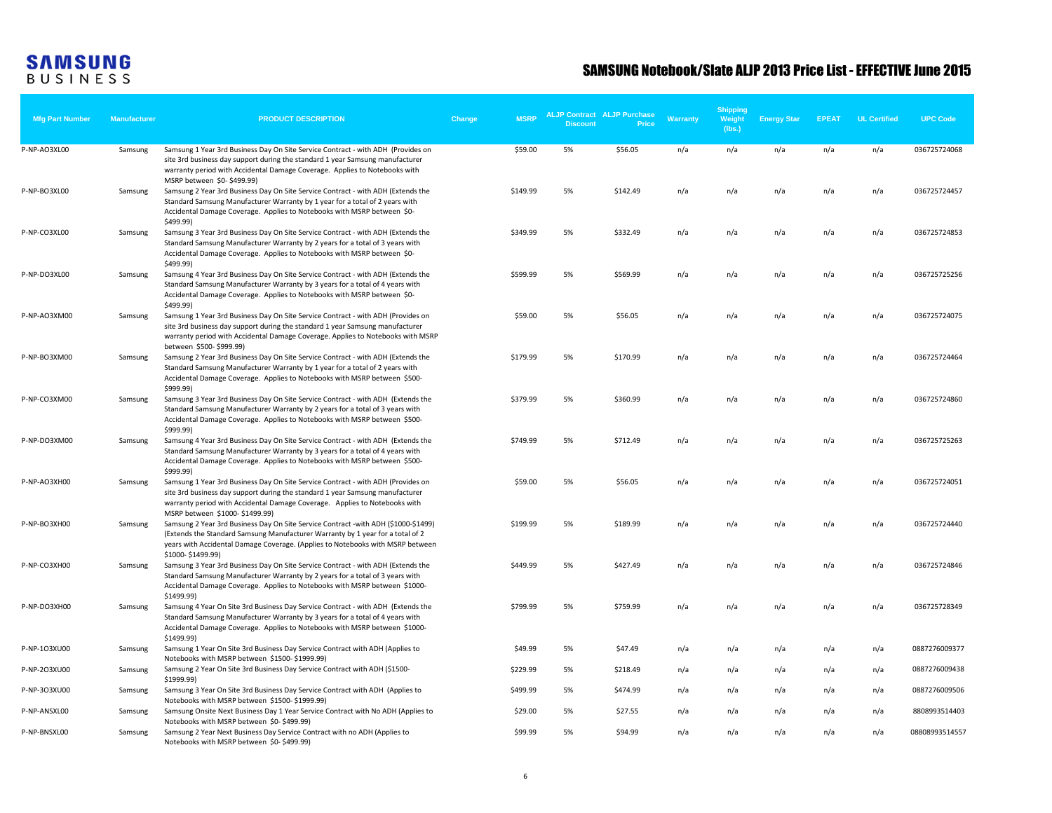SAMSUNG BUSINESS

# SAMSUNG Notebook/Slate ALJP 2013 Price List - EFFECTIVE June 2015

| Mfg Part Number | Manufacturer | PRODUCT DESCRIPTION | Change | MSRP | ALJP Contract Discount | ALJP Purchase Price | Warranty | Shipping Weight (lbs.) | Energy Star | EPEAT | UL Certified | UPC Code |
|---|---|---|---|---|---|---|---|---|---|---|---|---|
| P-NP-AO3XL00 | Samsung | Samsung 1 Year 3rd Business Day On Site Service Contract - with ADH (Provides on site 3rd business day support during the standard 1 year Samsung manufacturer warranty period with Accidental Damage Coverage. Applies to Notebooks with MSRP between $0- $499.99) | | $59.00 | 5% | $56.05 | n/a | n/a | n/a | n/a | n/a | 036725724068 |
| P-NP-BO3XL00 | Samsung | Samsung 2 Year 3rd Business Day On Site Service Contract - with ADH (Extends the Standard Samsung Manufacturer Warranty by 1 year for a total of 2 years with Accidental Damage Coverage. Applies to Notebooks with MSRP between $0- $499.99) | | $149.99 | 5% | $142.49 | n/a | n/a | n/a | n/a | n/a | 036725724457 |
| P-NP-CO3XL00 | Samsung | Samsung 3 Year 3rd Business Day On Site Service Contract - with ADH (Extends the Standard Samsung Manufacturer Warranty by 2 years for a total of 3 years with Accidental Damage Coverage. Applies to Notebooks with MSRP between $0- $499.99) | | $349.99 | 5% | $332.49 | n/a | n/a | n/a | n/a | n/a | 036725724853 |
| P-NP-DO3XL00 | Samsung | Samsung 4 Year 3rd Business Day On Site Service Contract - with ADH (Extends the Standard Samsung Manufacturer Warranty by 3 years for a total of 4 years with Accidental Damage Coverage. Applies to Notebooks with MSRP between $0- $499.99) | | $599.99 | 5% | $569.99 | n/a | n/a | n/a | n/a | n/a | 036725725256 |
| P-NP-AO3XM00 | Samsung | Samsung 1 Year 3rd Business Day On Site Service Contract - with ADH (Provides on site 3rd business day support during the standard 1 year Samsung manufacturer warranty period with Accidental Damage Coverage. Applies to Notebooks with MSRP between $500- $999.99) | | $59.00 | 5% | $56.05 | n/a | n/a | n/a | n/a | n/a | 036725724075 |
| P-NP-BO3XM00 | Samsung | Samsung 2 Year 3rd Business Day On Site Service Contract - with ADH (Extends the Standard Samsung Manufacturer Warranty by 1 year for a total of 2 years with Accidental Damage Coverage. Applies to Notebooks with MSRP between $500- $999.99) | | $179.99 | 5% | $170.99 | n/a | n/a | n/a | n/a | n/a | 036725724464 |
| P-NP-CO3XM00 | Samsung | Samsung 3 Year 3rd Business Day On Site Service Contract - with ADH (Extends the Standard Samsung Manufacturer Warranty by 2 years for a total of 3 years with Accidental Damage Coverage. Applies to Notebooks with MSRP between $500- $999.99) | | $379.99 | 5% | $360.99 | n/a | n/a | n/a | n/a | n/a | 036725724860 |
| P-NP-DO3XM00 | Samsung | Samsung 4 Year 3rd Business Day On Site Service Contract - with ADH (Extends the Standard Samsung Manufacturer Warranty by 3 years for a total of 4 years with Accidental Damage Coverage. Applies to Notebooks with MSRP between $500- $999.99) | | $749.99 | 5% | $712.49 | n/a | n/a | n/a | n/a | n/a | 036725725263 |
| P-NP-AO3XH00 | Samsung | Samsung 1 Year 3rd Business Day On Site Service Contract - with ADH (Provides on site 3rd business day support during the standard 1 year Samsung manufacturer warranty period with Accidental Damage Coverage. Applies to Notebooks with MSRP between $1000- $1499.99) | | $59.00 | 5% | $56.05 | n/a | n/a | n/a | n/a | n/a | 036725724051 |
| P-NP-BO3XH00 | Samsung | Samsung 2 Year 3rd Business Day On Site Service Contract -with ADH ($1000-$1499) (Extends the Standard Samsung Manufacturer Warranty by 1 year for a total of 2 years with Accidental Damage Coverage. (Applies to Notebooks with MSRP between $1000- $1499.99) | | $199.99 | 5% | $189.99 | n/a | n/a | n/a | n/a | n/a | 036725724440 |
| P-NP-CO3XH00 | Samsung | Samsung 3 Year 3rd Business Day On Site Service Contract - with ADH (Extends the Standard Samsung Manufacturer Warranty by 2 years for a total of 3 years with Accidental Damage Coverage. Applies to Notebooks with MSRP between $1000- $1499.99) | | $449.99 | 5% | $427.49 | n/a | n/a | n/a | n/a | n/a | 036725724846 |
| P-NP-DO3XH00 | Samsung | Samsung 4 Year On Site 3rd Business Day Service Contract - with ADH (Extends the Standard Samsung Manufacturer Warranty by 3 years for a total of 4 years with Accidental Damage Coverage. Applies to Notebooks with MSRP between $1000- $1499.99) | | $799.99 | 5% | $759.99 | n/a | n/a | n/a | n/a | n/a | 036725728349 |
| P-NP-1O3XU00 | Samsung | Samsung 1 Year On Site 3rd Business Day Service Contract with ADH (Applies to Notebooks with MSRP between $1500- $1999.99) | | $49.99 | 5% | $47.49 | n/a | n/a | n/a | n/a | n/a | 0887276009377 |
| P-NP-2O3XU00 | Samsung | Samsung 2 Year On Site 3rd Business Day Service Contract with ADH ($1500- $1999.99) | | $229.99 | 5% | $218.49 | n/a | n/a | n/a | n/a | n/a | 0887276009438 |
| P-NP-3O3XU00 | Samsung | Samsung 3 Year On Site 3rd Business Day Service Contract with ADH (Applies to Notebooks with MSRP between $1500- $1999.99) | | $499.99 | 5% | $474.99 | n/a | n/a | n/a | n/a | n/a | 0887276009506 |
| P-NP-ANSXL00 | Samsung | Samsung Onsite Next Business Day 1 Year Service Contract with No ADH (Applies to Notebooks with MSRP between $0- $499.99) | | $29.00 | 5% | $27.55 | n/a | n/a | n/a | n/a | n/a | 8808993514403 |
| P-NP-BNSXL00 | Samsung | Samsung 2 Year Next Business Day Service Contract with no ADH (Applies to Notebooks with MSRP between $0- $499.99) | | $99.99 | 5% | $94.99 | n/a | n/a | n/a | n/a | n/a | 08808993514557 |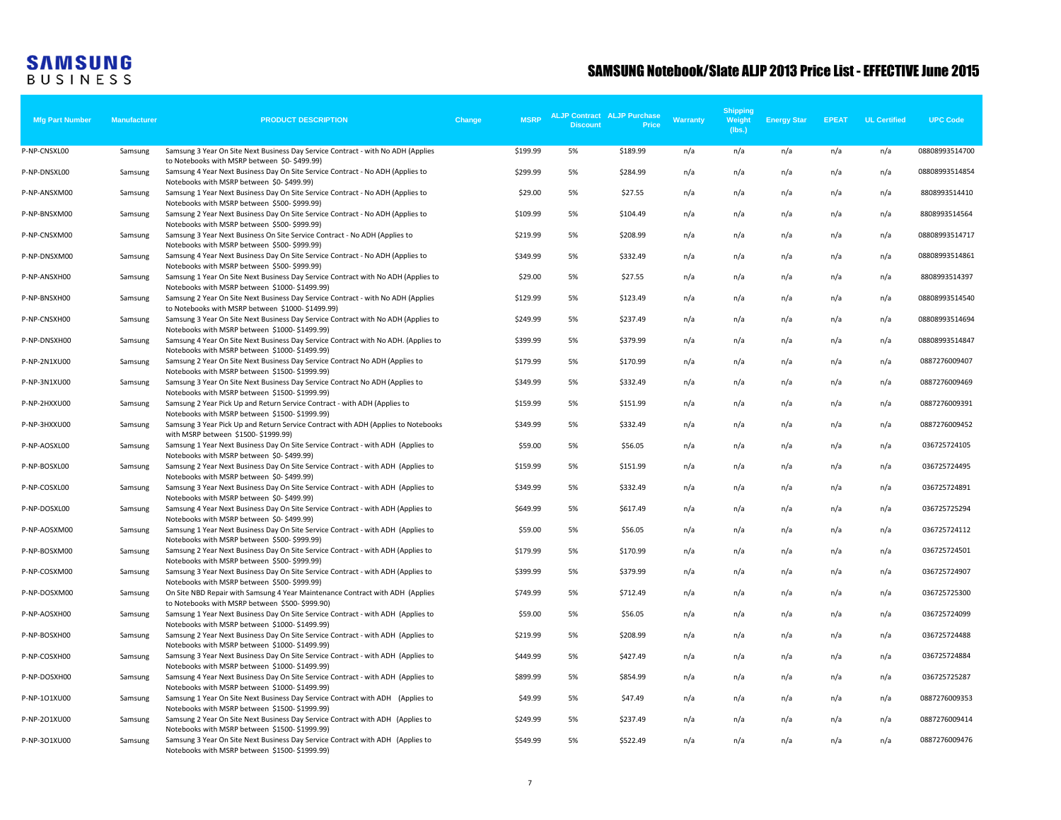SAMSUNG BUSINESS

# SAMSUNG Notebook/Slate ALJP 2013 Price List - EFFECTIVE June 2015

| Mfg Part Number | Manufacturer | PRODUCT DESCRIPTION | Change | MSRP | ALJP Contract Discount | ALJP Purchase Price | Warranty | Shipping Weight (lbs.) | Energy Star | EPEAT | UL Certified | UPC Code |
|---|---|---|---|---|---|---|---|---|---|---|---|---|
| P-NP-CNSXL00 | Samsung | Samsung 3 Year On Site Next Business Day Service Contract - with No ADH (Applies to Notebooks with MSRP between $0- $499.99) | | $199.99 | 5% | $189.99 | n/a | n/a | n/a | n/a | n/a | 08808993514700 |
| P-NP-DNSXL00 | Samsung | Samsung 4 Year Next Business Day On Site Service Contract - No ADH (Applies to Notebooks with MSRP between $0- $499.99) | | $299.99 | 5% | $284.99 | n/a | n/a | n/a | n/a | n/a | 08808993514854 |
| P-NP-ANSXM00 | Samsung | Samsung 1 Year Next Business Day On Site Service Contract - No ADH (Applies to Notebooks with MSRP between $500- $999.99) | | $29.00 | 5% | $27.55 | n/a | n/a | n/a | n/a | n/a | 8808993514410 |
| P-NP-BNSXM00 | Samsung | Samsung 2 Year Next Business Day On Site Service Contract - No ADH (Applies to Notebooks with MSRP between $500- $999.99) | | $109.99 | 5% | $104.49 | n/a | n/a | n/a | n/a | n/a | 8808993514564 |
| P-NP-CNSXM00 | Samsung | Samsung 3 Year Next Business On Site Service Contract - No ADH (Applies to Notebooks with MSRP between $500- $999.99) | | $219.99 | 5% | $208.99 | n/a | n/a | n/a | n/a | n/a | 08808993514717 |
| P-NP-DNSXM00 | Samsung | Samsung 4 Year Next Business Day On Site Service Contract - No ADH (Applies to Notebooks with MSRP between $500- $999.99) | | $349.99 | 5% | $332.49 | n/a | n/a | n/a | n/a | n/a | 08808993514861 |
| P-NP-ANSXH00 | Samsung | Samsung 1 Year On Site Next Business Day Service Contract with No ADH (Applies to Notebooks with MSRP between $1000- $1499.99) | | $29.00 | 5% | $27.55 | n/a | n/a | n/a | n/a | n/a | 8808993514397 |
| P-NP-BNSXH00 | Samsung | Samsung 2 Year On Site Next Business Day Service Contract with No ADH (Applies to Notebooks with MSRP between $1000- $1499.99) | | $129.99 | 5% | $123.49 | n/a | n/a | n/a | n/a | n/a | 08808993514540 |
| P-NP-CNSXH00 | Samsung | Samsung 3 Year On Site Next Business Day Service Contract with No ADH (Applies to Notebooks with MSRP between $1000- $1499.99) | | $249.99 | 5% | $237.49 | n/a | n/a | n/a | n/a | n/a | 08808993514694 |
| P-NP-DNSXH00 | Samsung | Samsung 4 Year On Site Next Business Day Service Contract with No ADH. (Applies to Notebooks with MSRP between $1000- $1499.99) | | $399.99 | 5% | $379.99 | n/a | n/a | n/a | n/a | n/a | 08808993514847 |
| P-NP-2N1XU00 | Samsung | Samsung 2 Year On Site Next Business Day Service Contract No ADH (Applies to Notebooks with MSRP between $1500- $1999.99) | | $179.99 | 5% | $170.99 | n/a | n/a | n/a | n/a | n/a | 0887276009407 |
| P-NP-3N1XU00 | Samsung | Samsung 3 Year On Site Next Business Day Service Contract No ADH (Applies to Notebooks with MSRP between $1500- $1999.99) | | $349.99 | 5% | $332.49 | n/a | n/a | n/a | n/a | n/a | 0887276009469 |
| P-NP-2HXXU00 | Samsung | Samsung 2 Year Pick Up and Return Service Contract - with ADH (Applies to Notebooks with MSRP between $1500- $1999.99) | | $159.99 | 5% | $151.99 | n/a | n/a | n/a | n/a | n/a | 0887276009391 |
| P-NP-3HXXU00 | Samsung | Samsung 3 Year Pick Up and Return Service Contract with ADH (Applies to Notebooks with MSRP between $1500- $1999.99) | | $349.99 | 5% | $332.49 | n/a | n/a | n/a | n/a | n/a | 0887276009452 |
| P-NP-AOSXL00 | Samsung | Samsung 1 Year Next Business Day On Site Service Contract - with ADH (Applies to Notebooks with MSRP between $0- $499.99) | | $59.00 | 5% | $56.05 | n/a | n/a | n/a | n/a | n/a | 036725724105 |
| P-NP-BOSXL00 | Samsung | Samsung 2 Year Next Business Day On Site Service Contract - with ADH (Applies to Notebooks with MSRP between $0- $499.99) | | $159.99 | 5% | $151.99 | n/a | n/a | n/a | n/a | n/a | 036725724495 |
| P-NP-COSXL00 | Samsung | Samsung 3 Year Next Business Day On Site Service Contract - with ADH (Applies to Notebooks with MSRP between $0- $499.99) | | $349.99 | 5% | $332.49 | n/a | n/a | n/a | n/a | n/a | 036725724891 |
| P-NP-DOSXL00 | Samsung | Samsung 4 Year Next Business Day On Site Service Contract - with ADH (Applies to Notebooks with MSRP between $0- $499.99) | | $649.99 | 5% | $617.49 | n/a | n/a | n/a | n/a | n/a | 036725725294 |
| P-NP-AOSXM00 | Samsung | Samsung 1 Year Next Business Day On Site Service Contract - with ADH (Applies to Notebooks with MSRP between $500- $999.99) | | $59.00 | 5% | $56.05 | n/a | n/a | n/a | n/a | n/a | 036725724112 |
| P-NP-BOSXM00 | Samsung | Samsung 2 Year Next Business Day On Site Service Contract - with ADH (Applies to Notebooks with MSRP between $500- $999.99) | | $179.99 | 5% | $170.99 | n/a | n/a | n/a | n/a | n/a | 036725724501 |
| P-NP-COSXM00 | Samsung | Samsung 3 Year Next Business Day On Site Service Contract - with ADH (Applies to Notebooks with MSRP between $500- $999.99) | | $399.99 | 5% | $379.99 | n/a | n/a | n/a | n/a | n/a | 036725724907 |
| P-NP-DOSXM00 | Samsung | On Site NBD Repair with Samsung 4 Year Maintenance Contract with ADH (Applies to Notebooks with MSRP between $500- $999.90) | | $749.99 | 5% | $712.49 | n/a | n/a | n/a | n/a | n/a | 036725725300 |
| P-NP-AOSXH00 | Samsung | Samsung 1 Year Next Business Day On Site Service Contract - with ADH (Applies to Notebooks with MSRP between $1000- $1499.99) | | $59.00 | 5% | $56.05 | n/a | n/a | n/a | n/a | n/a | 036725724099 |
| P-NP-BOSXH00 | Samsung | Samsung 2 Year Next Business Day On Site Service Contract - with ADH (Applies to Notebooks with MSRP between $1000- $1499.99) | | $219.99 | 5% | $208.99 | n/a | n/a | n/a | n/a | n/a | 036725724488 |
| P-NP-COSXH00 | Samsung | Samsung 3 Year Next Business Day On Site Service Contract - with ADH (Applies to Notebooks with MSRP between $1000- $1499.99) | | $449.99 | 5% | $427.49 | n/a | n/a | n/a | n/a | n/a | 036725724884 |
| P-NP-DOSXH00 | Samsung | Samsung 4 Year Next Business Day On Site Service Contract - with ADH (Applies to Notebooks with MSRP between $1000- $1499.99) | | $899.99 | 5% | $854.99 | n/a | n/a | n/a | n/a | n/a | 036725725287 |
| P-NP-1O1XU00 | Samsung | Samsung 1 Year On Site Next Business Day Service Contract with ADH (Applies to Notebooks with MSRP between $1500- $1999.99) | | $49.99 | 5% | $47.49 | n/a | n/a | n/a | n/a | n/a | 0887276009353 |
| P-NP-2O1XU00 | Samsung | Samsung 2 Year On Site Next Business Day Service Contract with ADH (Applies to Notebooks with MSRP between $1500- $1999.99) | | $249.99 | 5% | $237.49 | n/a | n/a | n/a | n/a | n/a | 0887276009414 |
| P-NP-3O1XU00 | Samsung | Samsung 3 Year On Site Next Business Day Service Contract with ADH (Applies to Notebooks with MSRP between $1500- $1999.99) | | $549.99 | 5% | $522.49 | n/a | n/a | n/a | n/a | n/a | 0887276009476 |